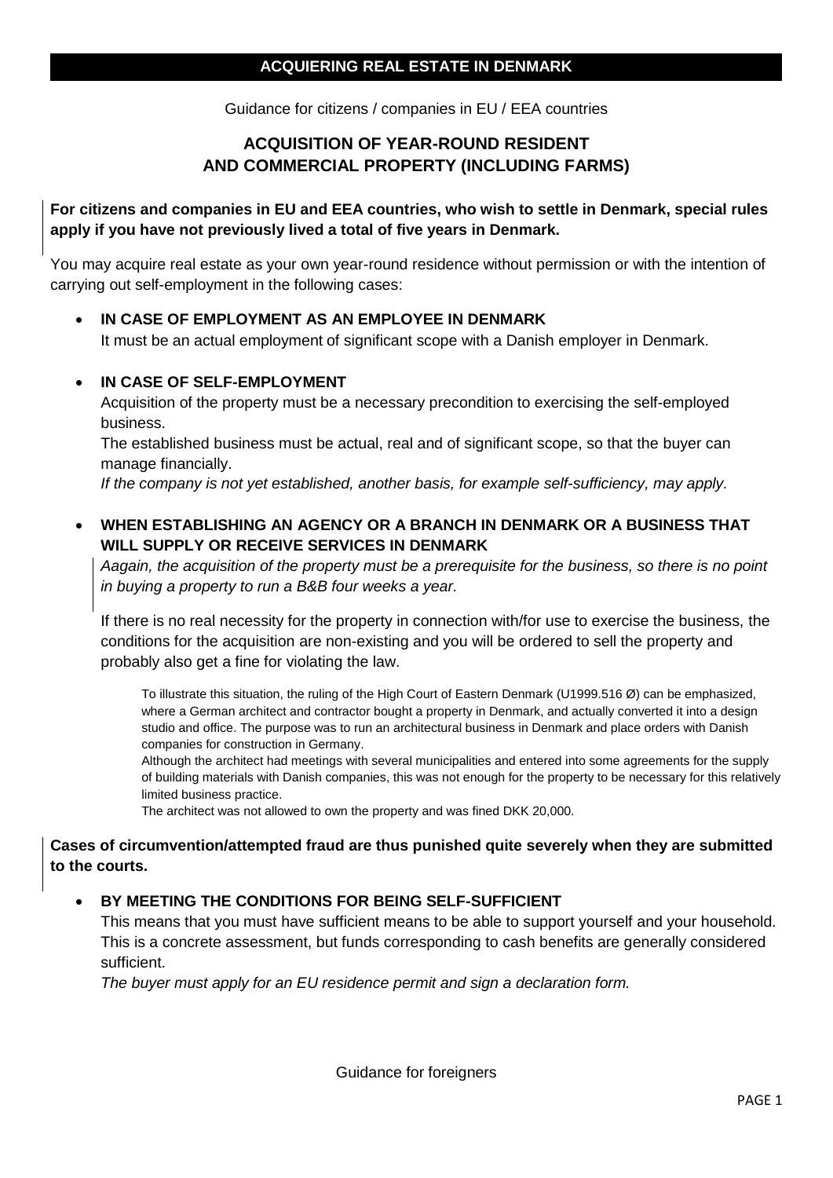# ACQUIERING REAL ESTATE IN DENMARK

Guidance for citizens / companies in EU / EEA countries

## ACQUISITION OF YEAR-ROUND RESIDENT AND COMMERCIAL PROPERTY (INCLUDING FARMS)

**For citizens and companies in EU and EEA countries, who wish to settle in Denmark, special rules apply if you have not previously lived a total of five years in Denmark.**

You may acquire real estate as your own year-round residence without permission or with the intention of carrying out self-employment in the following cases:

- **IN CASE OF EMPLOYMENT AS AN EMPLOYEE IN DENMARK**
  It must be an actual employment of significant scope with a Danish employer in Denmark.

- **IN CASE OF SELF-EMPLOYMENT**
  Acquisition of the property must be a necessary precondition to exercising the self-employed business.
  The established business must be actual, real and of significant scope, so that the buyer can manage financially.
  *If the company is not yet established, another basis, for example self-sufficiency, may apply.*

- **WHEN ESTABLISHING AN AGENCY OR A BRANCH IN DENMARK OR A BUSINESS THAT WILL SUPPLY OR RECEIVE SERVICES IN DENMARK**
  *Aagain, the acquisition of the property must be a prerequisite for the business, so there is no point in buying a property to run a B&B four weeks a year.*

  If there is no real necessity for the property in connection with/for use to exercise the business, the conditions for the acquisition are non-existing and you will be ordered to sell the property and probably also get a fine for violating the law.

  > To illustrate this situation, the ruling of the High Court of Eastern Denmark (U1999.516 Ø) can be emphasized, where a German architect and contractor bought a property in Denmark, and actually converted it into a design studio and office. The purpose was to run an architectural business in Denmark and place orders with Danish companies for construction in Germany.
  > Although the architect had meetings with several municipalities and entered into some agreements for the supply of building materials with Danish companies, this was not enough for the property to be necessary for this relatively limited business practice.
  > The architect was not allowed to own the property and was fined DKK 20,000.

**Cases of circumvention/attempted fraud are thus punished quite severely when they are submitted to the courts.**

- **BY MEETING THE CONDITIONS FOR BEING SELF-SUFFICIENT**
  This means that you must have sufficient means to be able to support yourself and your household. This is a concrete assessment, but funds corresponding to cash benefits are generally considered sufficient.
  *The buyer must apply for an EU residence permit and sign a declaration form.*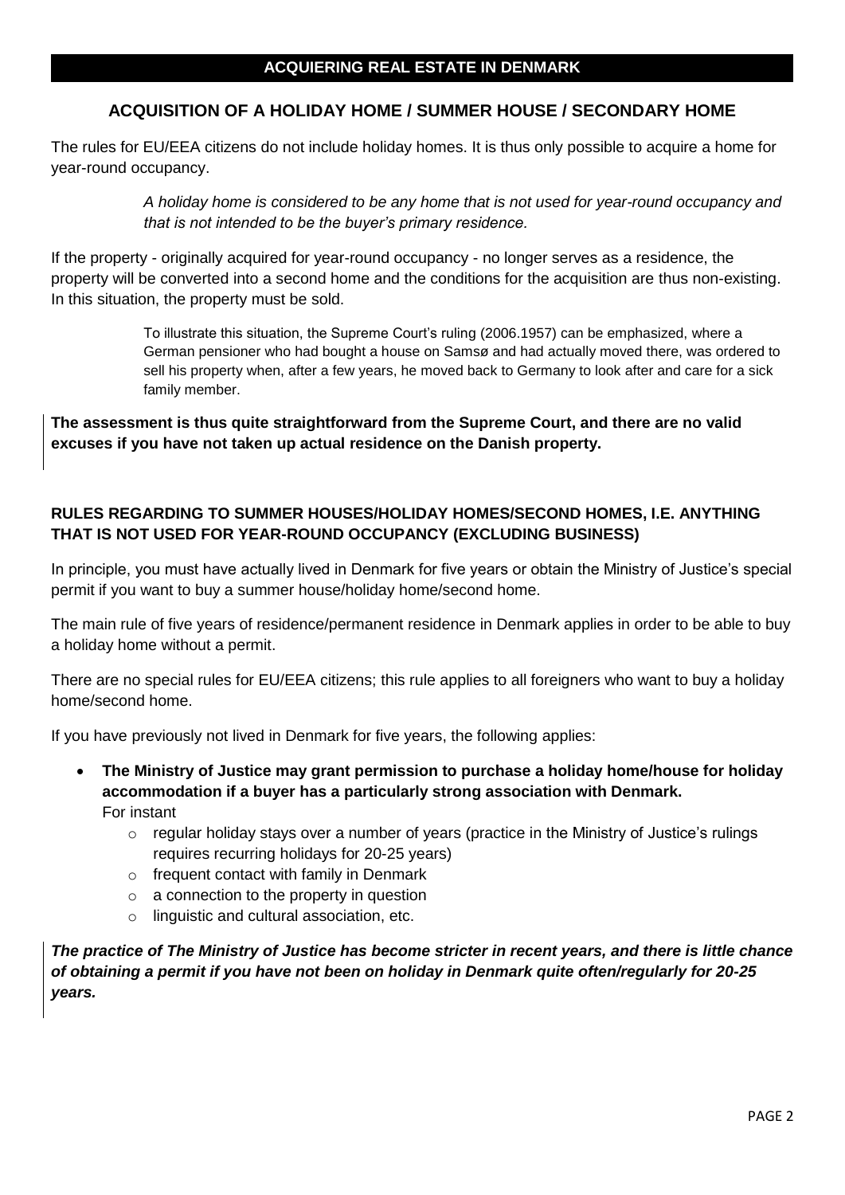# ACQUIERING REAL ESTATE IN DENMARK

## ACQUISITION OF A HOLIDAY HOME / SUMMER HOUSE / SECONDARY HOME

The rules for EU/EEA citizens do not include holiday homes. It is thus only possible to acquire a home for year-round occupancy.

> *A holiday home is considered to be any home that is not used for year-round occupancy and that is not intended to be the buyer's primary residence.*

If the property - originally acquired for year-round occupancy - no longer serves as a residence, the property will be converted into a second home and the conditions for the acquisition are thus non-existing. In this situation, the property must be sold.

> To illustrate this situation, the Supreme Court's ruling (2006.1957) can be emphasized, where a German pensioner who had bought a house on Samsø and had actually moved there, was ordered to sell his property when, after a few years, he moved back to Germany to look after and care for a sick family member.

**The assessment is thus quite straightforward from the Supreme Court, and there are no valid excuses if you have not taken up actual residence on the Danish property.**

### RULES REGARDING TO SUMMER HOUSES/HOLIDAY HOMES/SECOND HOMES, I.E. ANYTHING THAT IS NOT USED FOR YEAR-ROUND OCCUPANCY (EXCLUDING BUSINESS)

In principle, you must have actually lived in Denmark for five years or obtain the Ministry of Justice's special permit if you want to buy a summer house/holiday home/second home.

The main rule of five years of residence/permanent residence in Denmark applies in order to be able to buy a holiday home without a permit.

There are no special rules for EU/EEA citizens; this rule applies to all foreigners who want to buy a holiday home/second home.

If you have previously not lived in Denmark for five years, the following applies:

- **The Ministry of Justice may grant permission to purchase a holiday home/house for holiday accommodation if a buyer has a particularly strong association with Denmark.**
  For instant
  - regular holiday stays over a number of years (practice in the Ministry of Justice's rulings requires recurring holidays for 20-25 years)
  - frequent contact with family in Denmark
  - a connection to the property in question
  - linguistic and cultural association, etc.

***The practice of The Ministry of Justice has become stricter in recent years, and there is little chance of obtaining a permit if you have not been on holiday in Denmark quite often/regularly for 20-25 years.***